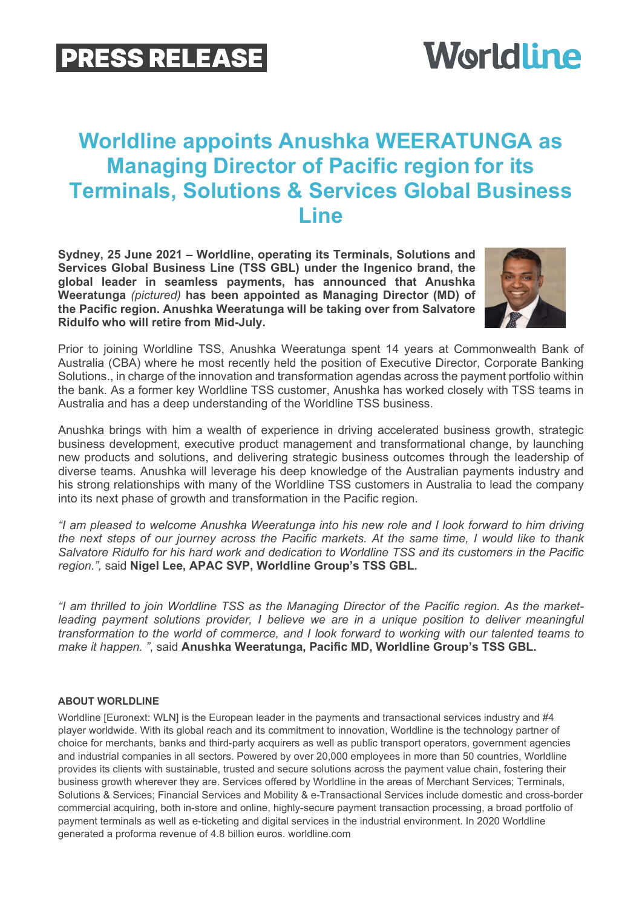PRESS RELEASE

Worldline

# Worldline appoints Anushka WEERATUNGA as Managing Director of Pacific region for its Terminals, Solutions & Services Global Business Line

**Sydney, 25 June 2021 – Worldline, operating its Terminals, Solutions and Services Global Business Line (TSS GBL) under the Ingenico brand, the global leader in seamless payments, has announced that Anushka Weeratunga** *(pictured)* **has been appointed as Managing Director (MD) of the Pacific region. Anushka Weeratunga will be taking over from Salvatore Ridulfo who will retire from Mid-July.**

Prior to joining Worldline TSS, Anushka Weeratunga spent 14 years at Commonwealth Bank of Australia (CBA) where he most recently held the position of Executive Director, Corporate Banking Solutions., in charge of the innovation and transformation agendas across the payment portfolio within the bank. As a former key Worldline TSS customer, Anushka has worked closely with TSS teams in Australia and has a deep understanding of the Worldline TSS business.

Anushka brings with him a wealth of experience in driving accelerated business growth, strategic business development, executive product management and transformational change, by launching new products and solutions, and delivering strategic business outcomes through the leadership of diverse teams. Anushka will leverage his deep knowledge of the Australian payments industry and his strong relationships with many of the Worldline TSS customers in Australia to lead the company into its next phase of growth and transformation in the Pacific region.

*"I am pleased to welcome Anushka Weeratunga into his new role and I look forward to him driving the next steps of our journey across the Pacific markets. At the same time, I would like to thank Salvatore Ridulfo for his hard work and dedication to Worldline TSS and its customers in the Pacific region.",* said **Nigel Lee, APAC SVP, Worldline Group's TSS GBL.**

*"I am thrilled to join Worldline TSS as the Managing Director of the Pacific region. As the market-leading payment solutions provider, I believe we are in a unique position to deliver meaningful transformation to the world of commerce, and I look forward to working with our talented teams to make it happen. "*, said **Anushka Weeratunga, Pacific MD, Worldline Group's TSS GBL.**

#### ABOUT WORLDLINE

Worldline [Euronext: WLN] is the European leader in the payments and transactional services industry and #4 player worldwide. With its global reach and its commitment to innovation, Worldline is the technology partner of choice for merchants, banks and third-party acquirers as well as public transport operators, government agencies and industrial companies in all sectors. Powered by over 20,000 employees in more than 50 countries, Worldline provides its clients with sustainable, trusted and secure solutions across the payment value chain, fostering their business growth wherever they are. Services offered by Worldline in the areas of Merchant Services; Terminals, Solutions & Services; Financial Services and Mobility & e-Transactional Services include domestic and cross-border commercial acquiring, both in-store and online, highly-secure payment transaction processing, a broad portfolio of payment terminals as well as e-ticketing and digital services in the industrial environment. In 2020 Worldline generated a proforma revenue of 4.8 billion euros. worldline.com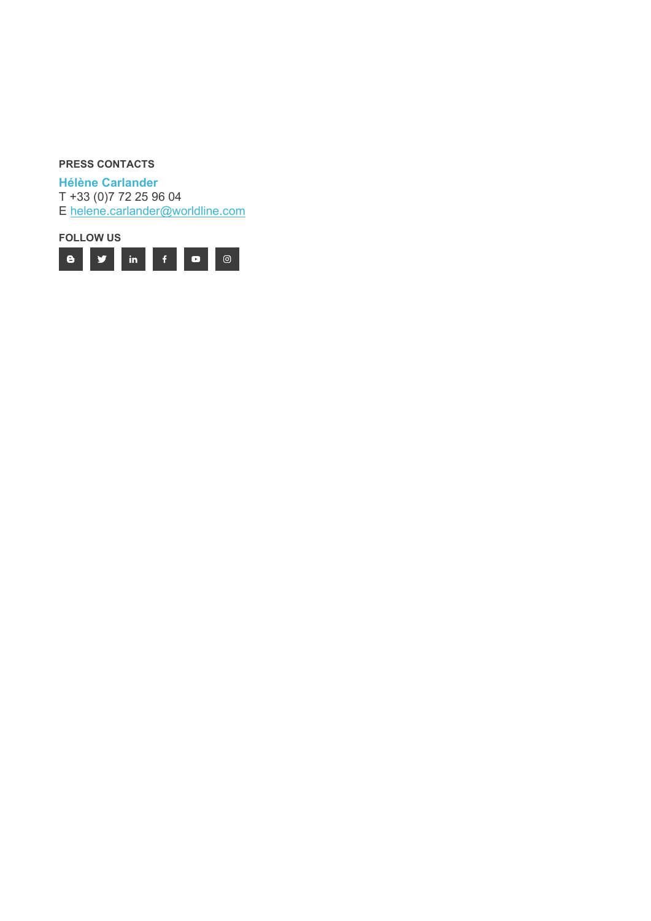**PRESS CONTACTS**

**Hélène Carlander**
T +33 (0)7 72 25 96 04
E helene.carlander@worldline.com

**FOLLOW US**